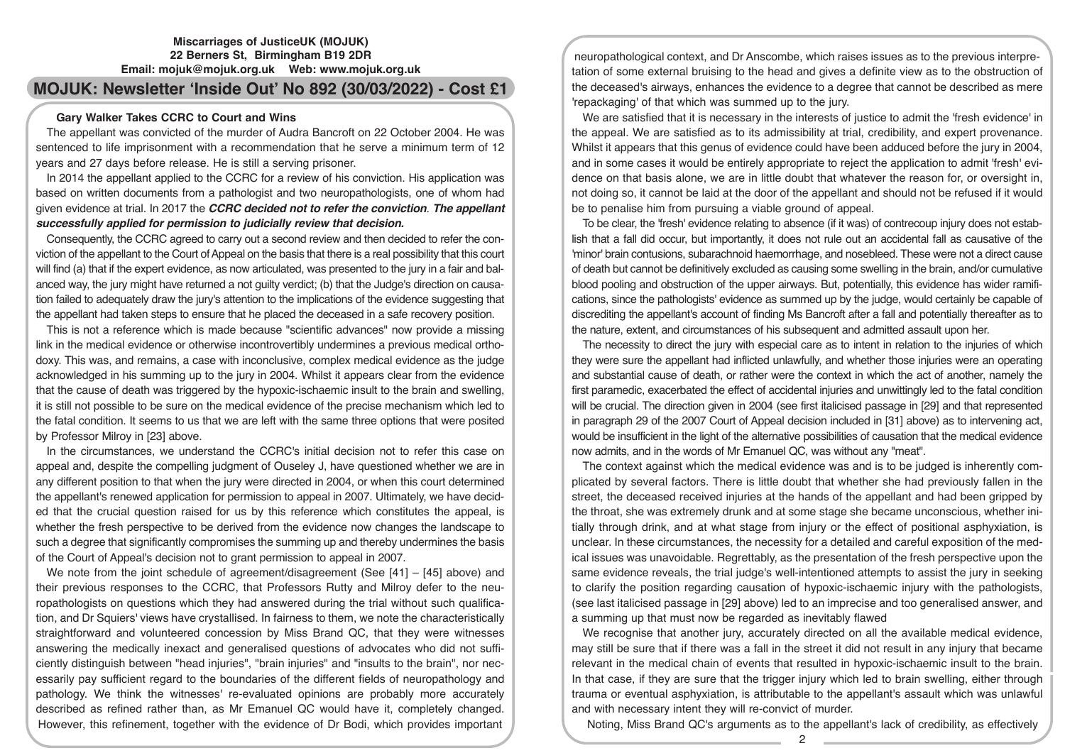**Miscarriages of JusticeUK (MOJUK)**
**22 Berners St, Birmingham B19 2DR**
**Email: mojuk@mojuk.org.uk Web: www.mojuk.org.uk**

# MOJUK: Newsletter 'Inside Out' No 892 (30/03/2022) - Cost £1

## Gary Walker Takes CCRC to Court and Wins

The appellant was convicted of the murder of Audra Bancroft on 22 October 2004. He was sentenced to life imprisonment with a recommendation that he serve a minimum term of 12 years and 27 days before release. He is still a serving prisoner.

In 2014 the appellant applied to the CCRC for a review of his conviction. His application was based on written documents from a pathologist and two neuropathologists, one of whom had given evidence at trial. In 2017 the ***CCRC decided not to refer the conviction***. ***The appellant successfully applied for permission to judicially review that decision.***

Consequently, the CCRC agreed to carry out a second review and then decided to refer the conviction of the appellant to the Court of Appeal on the basis that there is a real possibility that this court will find (a) that if the expert evidence, as now articulated, was presented to the jury in a fair and balanced way, the jury might have returned a not guilty verdict; (b) that the Judge's direction on causation failed to adequately draw the jury's attention to the implications of the evidence suggesting that the appellant had taken steps to ensure that he placed the deceased in a safe recovery position.

This is not a reference which is made because "scientific advances" now provide a missing link in the medical evidence or otherwise incontrovertibly undermines a previous medical orthodoxy. This was, and remains, a case with inconclusive, complex medical evidence as the judge acknowledged in his summing up to the jury in 2004. Whilst it appears clear from the evidence that the cause of death was triggered by the hypoxic-ischaemic insult to the brain and swelling, it is still not possible to be sure on the medical evidence of the precise mechanism which led to the fatal condition. It seems to us that we are left with the same three options that were posited by Professor Milroy in [23] above.

In the circumstances, we understand the CCRC's initial decision not to refer this case on appeal and, despite the compelling judgment of Ouseley J, have questioned whether we are in any different position to that when the jury were directed in 2004, or when this court determined the appellant's renewed application for permission to appeal in 2007. Ultimately, we have decided that the crucial question raised for us by this reference which constitutes the appeal, is whether the fresh perspective to be derived from the evidence now changes the landscape to such a degree that significantly compromises the summing up and thereby undermines the basis of the Court of Appeal's decision not to grant permission to appeal in 2007.

We note from the joint schedule of agreement/disagreement (See [41] – [45] above) and their previous responses to the CCRC, that Professors Rutty and Milroy defer to the neuropathologists on questions which they had answered during the trial without such qualification, and Dr Squiers' views have crystallised. In fairness to them, we note the characteristically straightforward and volunteered concession by Miss Brand QC, that they were witnesses answering the medically inexact and generalised questions of advocates who did not sufficiently distinguish between "head injuries", "brain injuries" and "insults to the brain", nor necessarily pay sufficient regard to the boundaries of the different fields of neuropathology and pathology. We think the witnesses' re-evaluated opinions are probably more accurately described as refined rather than, as Mr Emanuel QC would have it, completely changed. However, this refinement, together with the evidence of Dr Bodi, which provides important neuropathological context, and Dr Anscombe, which raises issues as to the previous interpretation of some external bruising to the head and gives a definite view as to the obstruction of the deceased's airways, enhances the evidence to a degree that cannot be described as mere 'repackaging' of that which was summed up to the jury.

We are satisfied that it is necessary in the interests of justice to admit the 'fresh evidence' in the appeal. We are satisfied as to its admissibility at trial, credibility, and expert provenance. Whilst it appears that this genus of evidence could have been adduced before the jury in 2004, and in some cases it would be entirely appropriate to reject the application to admit 'fresh' evidence on that basis alone, we are in little doubt that whatever the reason for, or oversight in, not doing so, it cannot be laid at the door of the appellant and should not be refused if it would be to penalise him from pursuing a viable ground of appeal.

To be clear, the 'fresh' evidence relating to absence (if it was) of contrecoup injury does not establish that a fall did occur, but importantly, it does not rule out an accidental fall as causative of the 'minor' brain contusions, subarachnoid haemorrhage, and nosebleed. These were not a direct cause of death but cannot be definitively excluded as causing some swelling in the brain, and/or cumulative blood pooling and obstruction of the upper airways. But, potentially, this evidence has wider ramifications, since the pathologists' evidence as summed up by the judge, would certainly be capable of discrediting the appellant's account of finding Ms Bancroft after a fall and potentially thereafter as to the nature, extent, and circumstances of his subsequent and admitted assault upon her.

The necessity to direct the jury with especial care as to intent in relation to the injuries of which they were sure the appellant had inflicted unlawfully, and whether those injuries were an operating and substantial cause of death, or rather were the context in which the act of another, namely the first paramedic, exacerbated the effect of accidental injuries and unwittingly led to the fatal condition will be crucial. The direction given in 2004 (see first italicised passage in [29] and that represented in paragraph 29 of the 2007 Court of Appeal decision included in [31] above) as to intervening act, would be insufficient in the light of the alternative possibilities of causation that the medical evidence now admits, and in the words of Mr Emanuel QC, was without any "meat".

The context against which the medical evidence was and is to be judged is inherently complicated by several factors. There is little doubt that whether she had previously fallen in the street, the deceased received injuries at the hands of the appellant and had been gripped by the throat, she was extremely drunk and at some stage she became unconscious, whether initially through drink, and at what stage from injury or the effect of positional asphyxiation, is unclear. In these circumstances, the necessity for a detailed and careful exposition of the medical issues was unavoidable. Regrettably, as the presentation of the fresh perspective upon the same evidence reveals, the trial judge's well-intentioned attempts to assist the jury in seeking to clarify the position regarding causation of hypoxic-ischaemic injury with the pathologists, (see last italicised passage in [29] above) led to an imprecise and too generalised answer, and a summing up that must now be regarded as inevitably flawed

We recognise that another jury, accurately directed on all the available medical evidence, may still be sure that if there was a fall in the street it did not result in any injury that became relevant in the medical chain of events that resulted in hypoxic-ischaemic insult to the brain. In that case, if they are sure that the trigger injury which led to brain swelling, either through trauma or eventual asphyxiation, is attributable to the appellant's assault which was unlawful and with necessary intent they will re-convict of murder.

Noting, Miss Brand QC's arguments as to the appellant's lack of credibility, as effectively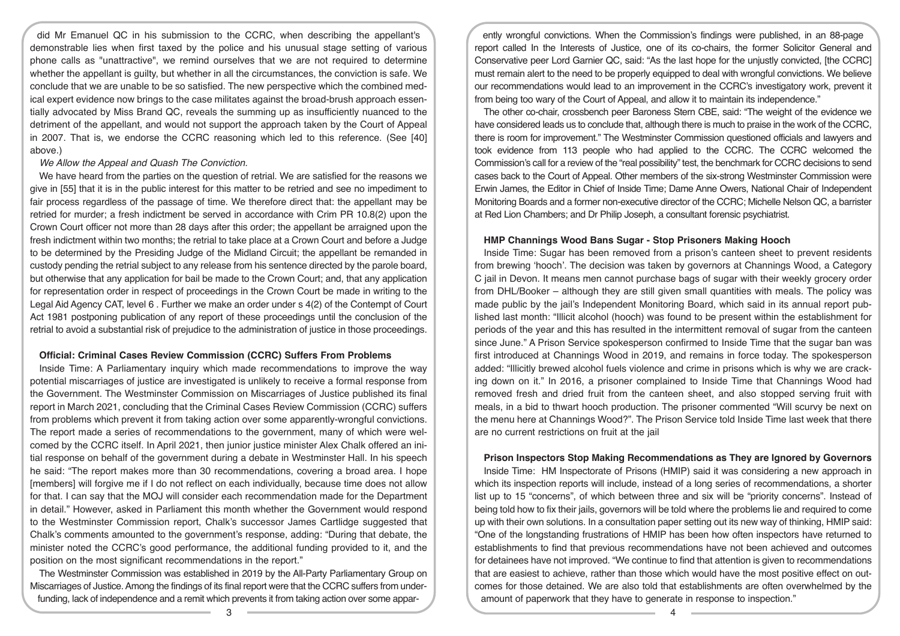did Mr Emanuel QC in his submission to the CCRC, when describing the appellant's demonstrable lies when first taxed by the police and his unusual stage setting of various phone calls as "unattractive", we remind ourselves that we are not required to determine whether the appellant is guilty, but whether in all the circumstances, the conviction is safe. We conclude that we are unable to be so satisfied. The new perspective which the combined medical expert evidence now brings to the case militates against the broad-brush approach essentially advocated by Miss Brand QC, reveals the summing up as insufficiently nuanced to the detriment of the appellant, and would not support the approach taken by the Court of Appeal in 2007. That is, we endorse the CCRC reasoning which led to this reference. (See [40] above.)

*We Allow the Appeal and Quash The Conviction.*

We have heard from the parties on the question of retrial. We are satisfied for the reasons we give in [55] that it is in the public interest for this matter to be retried and see no impediment to fair process regardless of the passage of time. We therefore direct that: the appellant may be retried for murder; a fresh indictment be served in accordance with Crim PR 10.8(2) upon the Crown Court officer not more than 28 days after this order; the appellant be arraigned upon the fresh indictment within two months; the retrial to take place at a Crown Court and before a Judge to be determined by the Presiding Judge of the Midland Circuit; the appellant be remanded in custody pending the retrial subject to any release from his sentence directed by the parole board, but otherwise that any application for bail be made to the Crown Court; and, that any application for representation order in respect of proceedings in the Crown Court be made in writing to the Legal Aid Agency CAT, level 6 . Further we make an order under s 4(2) of the Contempt of Court Act 1981 postponing publication of any report of these proceedings until the conclusion of the retrial to avoid a substantial risk of prejudice to the administration of justice in those proceedings.

### Official: Criminal Cases Review Commission (CCRC) Suffers From Problems

Inside Time: A Parliamentary inquiry which made recommendations to improve the way potential miscarriages of justice are investigated is unlikely to receive a formal response from the Government. The Westminster Commission on Miscarriages of Justice published its final report in March 2021, concluding that the Criminal Cases Review Commission (CCRC) suffers from problems which prevent it from taking action over some apparently-wrongful convictions. The report made a series of recommendations to the government, many of which were welcomed by the CCRC itself. In April 2021, then junior justice minister Alex Chalk offered an initial response on behalf of the government during a debate in Westminster Hall. In his speech he said: "The report makes more than 30 recommendations, covering a broad area. I hope [members] will forgive me if I do not reflect on each individually, because time does not allow for that. I can say that the MOJ will consider each recommendation made for the Department in detail." However, asked in Parliament this month whether the Government would respond to the Westminster Commission report, Chalk's successor James Cartlidge suggested that Chalk's comments amounted to the government's response, adding: "During that debate, the minister noted the CCRC's good performance, the additional funding provided to it, and the position on the most significant recommendations in the report."

The Westminster Commission was established in 2019 by the All-Party Parliamentary Group on Miscarriages of Justice. Among the findings of its final report were that the CCRC suffers from underfunding, lack of independence and a remit which prevents it from taking action over some apparently wrongful convictions. When the Commission's findings were published, in an 88-page report called In the Interests of Justice, one of its co-chairs, the former Solicitor General and Conservative peer Lord Garnier QC, said: "As the last hope for the unjustly convicted, [the CCRC] must remain alert to the need to be properly equipped to deal with wrongful convictions. We believe our recommendations would lead to an improvement in the CCRC's investigatory work, prevent it from being too wary of the Court of Appeal, and allow it to maintain its independence."

The other co-chair, crossbench peer Baroness Stern CBE, said: "The weight of the evidence we have considered leads us to conclude that, although there is much to praise in the work of the CCRC, there is room for improvement." The Westminster Commission questioned officials and lawyers and took evidence from 113 people who had applied to the CCRC. The CCRC welcomed the Commission's call for a review of the "real possibility" test, the benchmark for CCRC decisions to send cases back to the Court of Appeal. Other members of the six-strong Westminster Commission were Erwin James, the Editor in Chief of Inside Time; Dame Anne Owers, National Chair of Independent Monitoring Boards and a former non-executive director of the CCRC; Michelle Nelson QC, a barrister at Red Lion Chambers; and Dr Philip Joseph, a consultant forensic psychiatrist.

### HMP Channings Wood Bans Sugar - Stop Prisoners Making Hooch

Inside Time: Sugar has been removed from a prison's canteen sheet to prevent residents from brewing 'hooch'. The decision was taken by governors at Channings Wood, a Category C jail in Devon. It means men cannot purchase bags of sugar with their weekly grocery order from DHL/Booker – although they are still given small quantities with meals. The policy was made public by the jail's Independent Monitoring Board, which said in its annual report published last month: "Illicit alcohol (hooch) was found to be present within the establishment for periods of the year and this has resulted in the intermittent removal of sugar from the canteen since June." A Prison Service spokesperson confirmed to Inside Time that the sugar ban was first introduced at Channings Wood in 2019, and remains in force today. The spokesperson added: "Illicitly brewed alcohol fuels violence and crime in prisons which is why we are cracking down on it." In 2016, a prisoner complained to Inside Time that Channings Wood had removed fresh and dried fruit from the canteen sheet, and also stopped serving fruit with meals, in a bid to thwart hooch production. The prisoner commented "Will scurvy be next on the menu here at Channings Wood?". The Prison Service told Inside Time last week that there are no current restrictions on fruit at the jail

### Prison Inspectors Stop Making Recommendations as They are Ignored by Governors

Inside Time: HM Inspectorate of Prisons (HMIP) said it was considering a new approach in which its inspection reports will include, instead of a long series of recommendations, a shorter list up to 15 "concerns", of which between three and six will be "priority concerns". Instead of being told how to fix their jails, governors will be told where the problems lie and required to come up with their own solutions. In a consultation paper setting out its new way of thinking, HMIP said: "One of the longstanding frustrations of HMIP has been how often inspectors have returned to establishments to find that previous recommendations have not been achieved and outcomes for detainees have not improved. "We continue to find that attention is given to recommendations that are easiest to achieve, rather than those which would have the most positive effect on outcomes for those detained. We are also told that establishments are often overwhelmed by the amount of paperwork that they have to generate in response to inspection."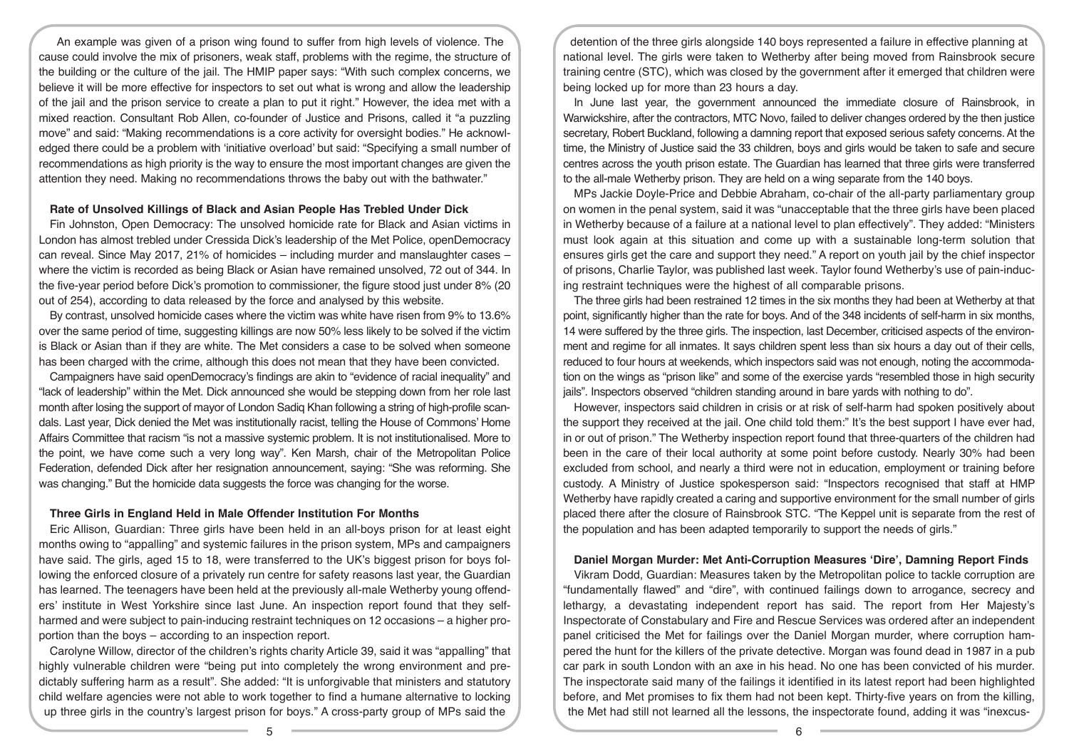An example was given of a prison wing found to suffer from high levels of violence. The cause could involve the mix of prisoners, weak staff, problems with the regime, the structure of the building or the culture of the jail. The HMIP paper says: "With such complex concerns, we believe it will be more effective for inspectors to set out what is wrong and allow the leadership of the jail and the prison service to create a plan to put it right." However, the idea met with a mixed reaction. Consultant Rob Allen, co-founder of Justice and Prisons, called it "a puzzling move" and said: "Making recommendations is a core activity for oversight bodies." He acknowledged there could be a problem with 'initiative overload' but said: "Specifying a small number of recommendations as high priority is the way to ensure the most important changes are given the attention they need. Making no recommendations throws the baby out with the bathwater."

**Rate of Unsolved Killings of Black and Asian People Has Trebled Under Dick**

Fin Johnston, Open Democracy: The unsolved homicide rate for Black and Asian victims in London has almost trebled under Cressida Dick's leadership of the Met Police, openDemocracy can reveal. Since May 2017, 21% of homicides – including murder and manslaughter cases – where the victim is recorded as being Black or Asian have remained unsolved, 72 out of 344. In the five-year period before Dick's promotion to commissioner, the figure stood just under 8% (20 out of 254), according to data released by the force and analysed by this website.

By contrast, unsolved homicide cases where the victim was white have risen from 9% to 13.6% over the same period of time, suggesting killings are now 50% less likely to be solved if the victim is Black or Asian than if they are white. The Met considers a case to be solved when someone has been charged with the crime, although this does not mean that they have been convicted.

Campaigners have said openDemocracy's findings are akin to "evidence of racial inequality" and "lack of leadership" within the Met. Dick announced she would be stepping down from her role last month after losing the support of mayor of London Sadiq Khan following a string of high-profile scandals. Last year, Dick denied the Met was institutionally racist, telling the House of Commons' Home Affairs Committee that racism "is not a massive systemic problem. It is not institutionalised. More to the point, we have come such a very long way". Ken Marsh, chair of the Metropolitan Police Federation, defended Dick after her resignation announcement, saying: "She was reforming. She was changing." But the homicide data suggests the force was changing for the worse.

**Three Girls in England Held in Male Offender Institution For Months**

Eric Allison, Guardian: Three girls have been held in an all-boys prison for at least eight months owing to "appalling" and systemic failures in the prison system, MPs and campaigners have said. The girls, aged 15 to 18, were transferred to the UK's biggest prison for boys following the enforced closure of a privately run centre for safety reasons last year, the Guardian has learned. The teenagers have been held at the previously all-male Wetherby young offenders' institute in West Yorkshire since last June. An inspection report found that they self-harmed and were subject to pain-inducing restraint techniques on 12 occasions – a higher proportion than the boys – according to an inspection report.

Carolyne Willow, director of the children's rights charity Article 39, said it was "appalling" that highly vulnerable children were "being put into completely the wrong environment and predictably suffering harm as a result". She added: "It is unforgivable that ministers and statutory child welfare agencies were not able to work together to find a humane alternative to locking up three girls in the country's largest prison for boys." A cross-party group of MPs said the detention of the three girls alongside 140 boys represented a failure in effective planning at national level. The girls were taken to Wetherby after being moved from Rainsbrook secure training centre (STC), which was closed by the government after it emerged that children were being locked up for more than 23 hours a day.

In June last year, the government announced the immediate closure of Rainsbrook, in Warwickshire, after the contractors, MTC Novo, failed to deliver changes ordered by the then justice secretary, Robert Buckland, following a damning report that exposed serious safety concerns. At the time, the Ministry of Justice said the 33 children, boys and girls would be taken to safe and secure centres across the youth prison estate. The Guardian has learned that three girls were transferred to the all-male Wetherby prison. They are held on a wing separate from the 140 boys.

MPs Jackie Doyle-Price and Debbie Abraham, co-chair of the all-party parliamentary group on women in the penal system, said it was "unacceptable that the three girls have been placed in Wetherby because of a failure at a national level to plan effectively". They added: "Ministers must look again at this situation and come up with a sustainable long-term solution that ensures girls get the care and support they need." A report on youth jail by the chief inspector of prisons, Charlie Taylor, was published last week. Taylor found Wetherby's use of pain-inducing restraint techniques were the highest of all comparable prisons.

The three girls had been restrained 12 times in the six months they had been at Wetherby at that point, significantly higher than the rate for boys. And of the 348 incidents of self-harm in six months, 14 were suffered by the three girls. The inspection, last December, criticised aspects of the environment and regime for all inmates. It says children spent less than six hours a day out of their cells, reduced to four hours at weekends, which inspectors said was not enough, noting the accommodation on the wings as "prison like" and some of the exercise yards "resembled those in high security jails". Inspectors observed "children standing around in bare yards with nothing to do".

However, inspectors said children in crisis or at risk of self-harm had spoken positively about the support they received at the jail. One child told them:" It's the best support I have ever had, in or out of prison." The Wetherby inspection report found that three-quarters of the children had been in the care of their local authority at some point before custody. Nearly 30% had been excluded from school, and nearly a third were not in education, employment or training before custody. A Ministry of Justice spokesperson said: "Inspectors recognised that staff at HMP Wetherby have rapidly created a caring and supportive environment for the small number of girls placed there after the closure of Rainsbrook STC. "The Keppel unit is separate from the rest of the population and has been adapted temporarily to support the needs of girls."

**Daniel Morgan Murder: Met Anti-Corruption Measures 'Dire', Damning Report Finds**

Vikram Dodd, Guardian: Measures taken by the Metropolitan police to tackle corruption are "fundamentally flawed" and "dire", with continued failings down to arrogance, secrecy and lethargy, a devastating independent report has said. The report from Her Majesty's Inspectorate of Constabulary and Fire and Rescue Services was ordered after an independent panel criticised the Met for failings over the Daniel Morgan murder, where corruption hampered the hunt for the killers of the private detective. Morgan was found dead in 1987 in a pub car park in south London with an axe in his head. No one has been convicted of his murder. The inspectorate said many of the failings it identified in its latest report had been highlighted before, and Met promises to fix them had not been kept. Thirty-five years on from the killing, the Met had still not learned all the lessons, the inspectorate found, adding it was "inexcus-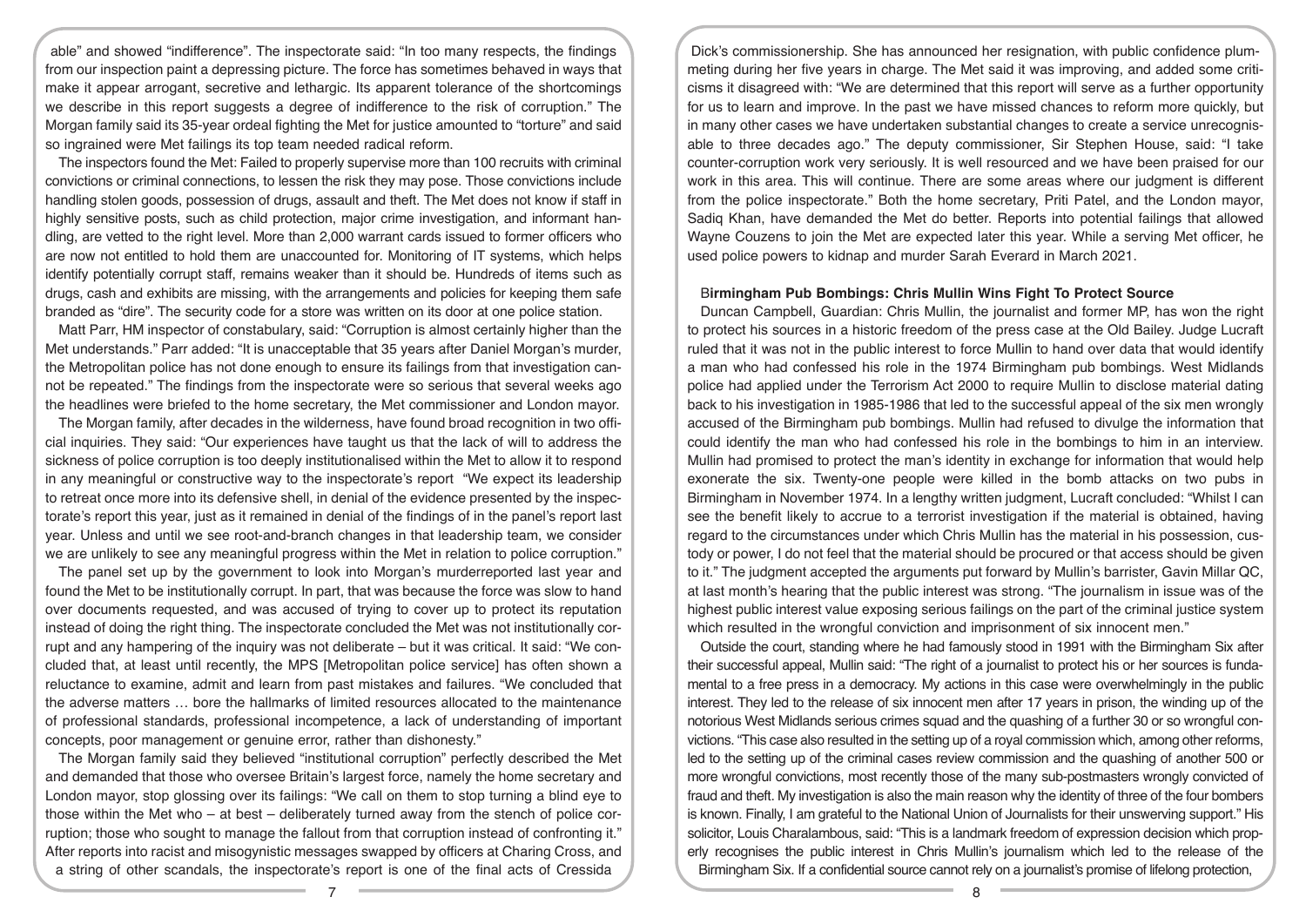able" and showed "indifference". The inspectorate said: "In too many respects, the findings from our inspection paint a depressing picture. The force has sometimes behaved in ways that make it appear arrogant, secretive and lethargic. Its apparent tolerance of the shortcomings we describe in this report suggests a degree of indifference to the risk of corruption." The Morgan family said its 35-year ordeal fighting the Met for justice amounted to "torture" and said so ingrained were Met failings its top team needed radical reform.

The inspectors found the Met: Failed to properly supervise more than 100 recruits with criminal convictions or criminal connections, to lessen the risk they may pose. Those convictions include handling stolen goods, possession of drugs, assault and theft. The Met does not know if staff in highly sensitive posts, such as child protection, major crime investigation, and informant handling, are vetted to the right level. More than 2,000 warrant cards issued to former officers who are now not entitled to hold them are unaccounted for. Monitoring of IT systems, which helps identify potentially corrupt staff, remains weaker than it should be. Hundreds of items such as drugs, cash and exhibits are missing, with the arrangements and policies for keeping them safe branded as "dire". The security code for a store was written on its door at one police station.

Matt Parr, HM inspector of constabulary, said: "Corruption is almost certainly higher than the Met understands." Parr added: "It is unacceptable that 35 years after Daniel Morgan's murder, the Metropolitan police has not done enough to ensure its failings from that investigation cannot be repeated." The findings from the inspectorate were so serious that several weeks ago the headlines were briefed to the home secretary, the Met commissioner and London mayor.

The Morgan family, after decades in the wilderness, have found broad recognition in two official inquiries. They said: "Our experiences have taught us that the lack of will to address the sickness of police corruption is too deeply institutionalised within the Met to allow it to respond in any meaningful or constructive way to the inspectorate's report "We expect its leadership to retreat once more into its defensive shell, in denial of the evidence presented by the inspectorate's report this year, just as it remained in denial of the findings of in the panel's report last year. Unless and until we see root-and-branch changes in that leadership team, we consider we are unlikely to see any meaningful progress within the Met in relation to police corruption."

The panel set up by the government to look into Morgan's murderreported last year and found the Met to be institutionally corrupt. In part, that was because the force was slow to hand over documents requested, and was accused of trying to cover up to protect its reputation instead of doing the right thing. The inspectorate concluded the Met was not institutionally corrupt and any hampering of the inquiry was not deliberate – but it was critical. It said: "We concluded that, at least until recently, the MPS [Metropolitan police service] has often shown a reluctance to examine, admit and learn from past mistakes and failures. "We concluded that the adverse matters … bore the hallmarks of limited resources allocated to the maintenance of professional standards, professional incompetence, a lack of understanding of important concepts, poor management or genuine error, rather than dishonesty."

The Morgan family said they believed "institutional corruption" perfectly described the Met and demanded that those who oversee Britain's largest force, namely the home secretary and London mayor, stop glossing over its failings: "We call on them to stop turning a blind eye to those within the Met who – at best – deliberately turned away from the stench of police corruption; those who sought to manage the fallout from that corruption instead of confronting it." After reports into racist and misogynistic messages swapped by officers at Charing Cross, and a string of other scandals, the inspectorate's report is one of the final acts of Cressida Dick's commissionership. She has announced her resignation, with public confidence plummeting during her five years in charge. The Met said it was improving, and added some criticisms it disagreed with: "We are determined that this report will serve as a further opportunity for us to learn and improve. In the past we have missed chances to reform more quickly, but in many other cases we have undertaken substantial changes to create a service unrecognisable to three decades ago." The deputy commissioner, Sir Stephen House, said: "I take counter-corruption work very seriously. It is well resourced and we have been praised for our work in this area. This will continue. There are some areas where our judgment is different from the police inspectorate." Both the home secretary, Priti Patel, and the London mayor, Sadiq Khan, have demanded the Met do better. Reports into potential failings that allowed Wayne Couzens to join the Met are expected later this year. While a serving Met officer, he used police powers to kidnap and murder Sarah Everard in March 2021.

## Birmingham Pub Bombings: Chris Mullin Wins Fight To Protect Source

Duncan Campbell, Guardian: Chris Mullin, the journalist and former MP, has won the right to protect his sources in a historic freedom of the press case at the Old Bailey. Judge Lucraft ruled that it was not in the public interest to force Mullin to hand over data that would identify a man who had confessed his role in the 1974 Birmingham pub bombings. West Midlands police had applied under the Terrorism Act 2000 to require Mullin to disclose material dating back to his investigation in 1985-1986 that led to the successful appeal of the six men wrongly accused of the Birmingham pub bombings. Mullin had refused to divulge the information that could identify the man who had confessed his role in the bombings to him in an interview. Mullin had promised to protect the man's identity in exchange for information that would help exonerate the six. Twenty-one people were killed in the bomb attacks on two pubs in Birmingham in November 1974. In a lengthy written judgment, Lucraft concluded: "Whilst I can see the benefit likely to accrue to a terrorist investigation if the material is obtained, having regard to the circumstances under which Chris Mullin has the material in his possession, custody or power, I do not feel that the material should be procured or that access should be given to it." The judgment accepted the arguments put forward by Mullin's barrister, Gavin Millar QC, at last month's hearing that the public interest was strong. "The journalism in issue was of the highest public interest value exposing serious failings on the part of the criminal justice system which resulted in the wrongful conviction and imprisonment of six innocent men."

Outside the court, standing where he had famously stood in 1991 with the Birmingham Six after their successful appeal, Mullin said: "The right of a journalist to protect his or her sources is fundamental to a free press in a democracy. My actions in this case were overwhelmingly in the public interest. They led to the release of six innocent men after 17 years in prison, the winding up of the notorious West Midlands serious crimes squad and the quashing of a further 30 or so wrongful convictions. "This case also resulted in the setting up of a royal commission which, among other reforms, led to the setting up of the criminal cases review commission and the quashing of another 500 or more wrongful convictions, most recently those of the many sub-postmasters wrongly convicted of fraud and theft. My investigation is also the main reason why the identity of three of the four bombers is known. Finally, I am grateful to the National Union of Journalists for their unswerving support." His solicitor, Louis Charalambous, said: "This is a landmark freedom of expression decision which properly recognises the public interest in Chris Mullin's journalism which led to the release of the Birmingham Six. If a confidential source cannot rely on a journalist's promise of lifelong protection,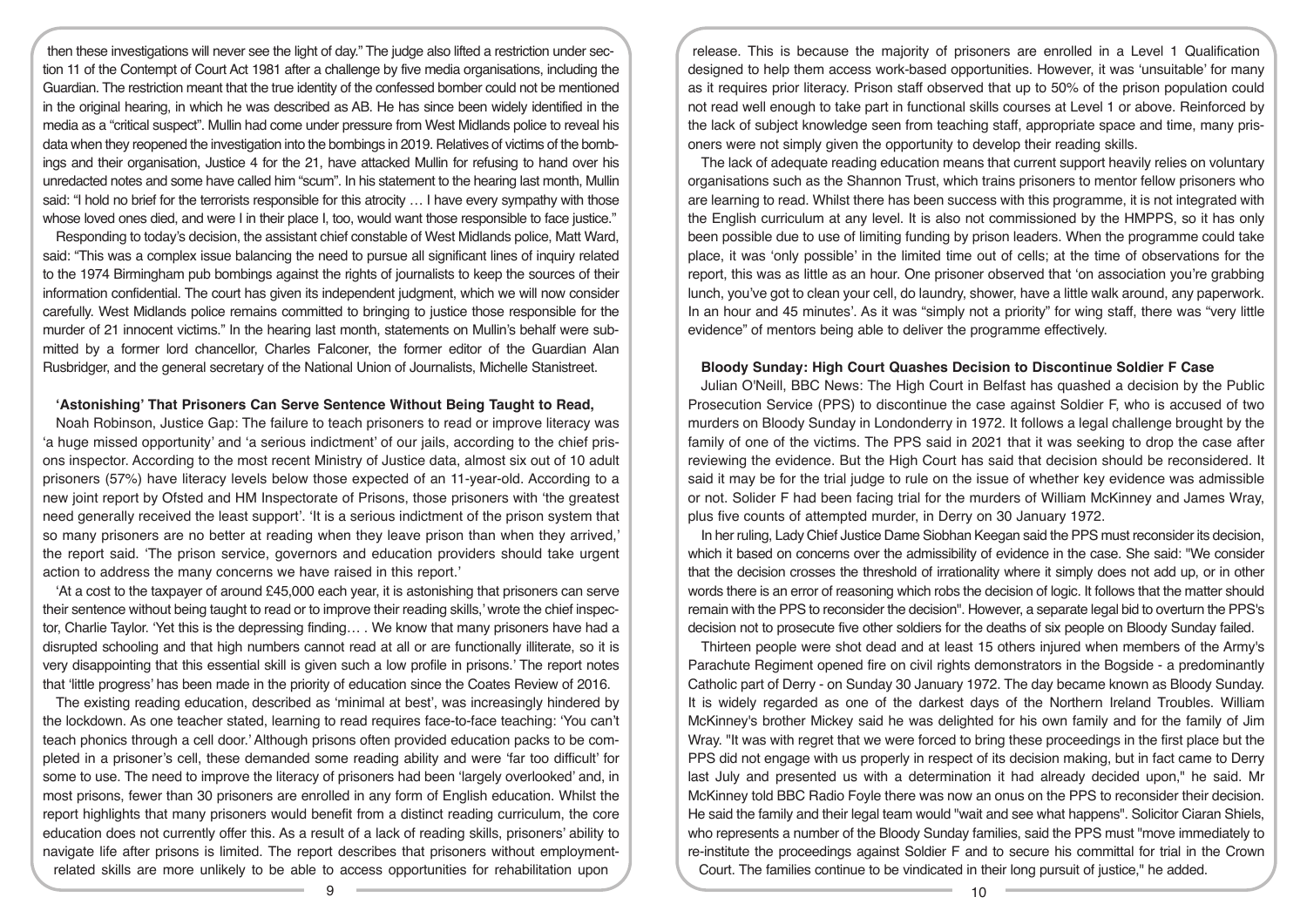then these investigations will never see the light of day." The judge also lifted a restriction under section 11 of the Contempt of Court Act 1981 after a challenge by five media organisations, including the Guardian. The restriction meant that the true identity of the confessed bomber could not be mentioned in the original hearing, in which he was described as AB. He has since been widely identified in the media as a "critical suspect". Mullin had come under pressure from West Midlands police to reveal his data when they reopened the investigation into the bombings in 2019. Relatives of victims of the bombings and their organisation, Justice 4 for the 21, have attacked Mullin for refusing to hand over his unredacted notes and some have called him "scum". In his statement to the hearing last month, Mullin said: "I hold no brief for the terrorists responsible for this atrocity … I have every sympathy with those whose loved ones died, and were I in their place I, too, would want those responsible to face justice."

Responding to today's decision, the assistant chief constable of West Midlands police, Matt Ward, said: "This was a complex issue balancing the need to pursue all significant lines of inquiry related to the 1974 Birmingham pub bombings against the rights of journalists to keep the sources of their information confidential. The court has given its independent judgment, which we will now consider carefully. West Midlands police remains committed to bringing to justice those responsible for the murder of 21 innocent victims." In the hearing last month, statements on Mullin's behalf were submitted by a former lord chancellor, Charles Falconer, the former editor of the Guardian Alan Rusbridger, and the general secretary of the National Union of Journalists, Michelle Stanistreet.

## 'Astonishing' That Prisoners Can Serve Sentence Without Being Taught to Read,

Noah Robinson, Justice Gap: The failure to teach prisoners to read or improve literacy was 'a huge missed opportunity' and 'a serious indictment' of our jails, according to the chief prisons inspector. According to the most recent Ministry of Justice data, almost six out of 10 adult prisoners (57%) have literacy levels below those expected of an 11-year-old. According to a new joint report by Ofsted and HM Inspectorate of Prisons, those prisoners with 'the greatest need generally received the least support'. 'It is a serious indictment of the prison system that so many prisoners are no better at reading when they leave prison than when they arrived,' the report said. 'The prison service, governors and education providers should take urgent action to address the many concerns we have raised in this report.'

'At a cost to the taxpayer of around £45,000 each year, it is astonishing that prisoners can serve their sentence without being taught to read or to improve their reading skills,' wrote the chief inspector, Charlie Taylor. 'Yet this is the depressing finding… . We know that many prisoners have had a disrupted schooling and that high numbers cannot read at all or are functionally illiterate, so it is very disappointing that this essential skill is given such a low profile in prisons.' The report notes that 'little progress' has been made in the priority of education since the Coates Review of 2016.

The existing reading education, described as 'minimal at best', was increasingly hindered by the lockdown. As one teacher stated, learning to read requires face-to-face teaching: 'You can't teach phonics through a cell door.' Although prisons often provided education packs to be completed in a prisoner's cell, these demanded some reading ability and were 'far too difficult' for some to use. The need to improve the literacy of prisoners had been 'largely overlooked' and, in most prisons, fewer than 30 prisoners are enrolled in any form of English education. Whilst the report highlights that many prisoners would benefit from a distinct reading curriculum, the core education does not currently offer this. As a result of a lack of reading skills, prisoners' ability to navigate life after prisons is limited. The report describes that prisoners without employment-related skills are more unlikely to be able to access opportunities for rehabilitation upon release. This is because the majority of prisoners are enrolled in a Level 1 Qualification designed to help them access work-based opportunities. However, it was 'unsuitable' for many as it requires prior literacy. Prison staff observed that up to 50% of the prison population could not read well enough to take part in functional skills courses at Level 1 or above. Reinforced by the lack of subject knowledge seen from teaching staff, appropriate space and time, many prisoners were not simply given the opportunity to develop their reading skills.

The lack of adequate reading education means that current support heavily relies on voluntary organisations such as the Shannon Trust, which trains prisoners to mentor fellow prisoners who are learning to read. Whilst there has been success with this programme, it is not integrated with the English curriculum at any level. It is also not commissioned by the HMPPS, so it has only been possible due to use of limiting funding by prison leaders. When the programme could take place, it was 'only possible' in the limited time out of cells; at the time of observations for the report, this was as little as an hour. One prisoner observed that 'on association you're grabbing lunch, you've got to clean your cell, do laundry, shower, have a little walk around, any paperwork. In an hour and 45 minutes'. As it was "simply not a priority" for wing staff, there was "very little evidence" of mentors being able to deliver the programme effectively.

## Bloody Sunday: High Court Quashes Decision to Discontinue Soldier F Case

Julian O'Neill, BBC News: The High Court in Belfast has quashed a decision by the Public Prosecution Service (PPS) to discontinue the case against Soldier F, who is accused of two murders on Bloody Sunday in Londonderry in 1972. It follows a legal challenge brought by the family of one of the victims. The PPS said in 2021 that it was seeking to drop the case after reviewing the evidence. But the High Court has said that decision should be reconsidered. It said it may be for the trial judge to rule on the issue of whether key evidence was admissible or not. Solider F had been facing trial for the murders of William McKinney and James Wray, plus five counts of attempted murder, in Derry on 30 January 1972.

In her ruling, Lady Chief Justice Dame Siobhan Keegan said the PPS must reconsider its decision, which it based on concerns over the admissibility of evidence in the case. She said: "We consider that the decision crosses the threshold of irrationality where it simply does not add up, or in other words there is an error of reasoning which robs the decision of logic. It follows that the matter should remain with the PPS to reconsider the decision". However, a separate legal bid to overturn the PPS's decision not to prosecute five other soldiers for the deaths of six people on Bloody Sunday failed.

Thirteen people were shot dead and at least 15 others injured when members of the Army's Parachute Regiment opened fire on civil rights demonstrators in the Bogside - a predominantly Catholic part of Derry - on Sunday 30 January 1972. The day became known as Bloody Sunday. It is widely regarded as one of the darkest days of the Northern Ireland Troubles. William McKinney's brother Mickey said he was delighted for his own family and for the family of Jim Wray. "It was with regret that we were forced to bring these proceedings in the first place but the PPS did not engage with us properly in respect of its decision making, but in fact came to Derry last July and presented us with a determination it had already decided upon," he said. Mr McKinney told BBC Radio Foyle there was now an onus on the PPS to reconsider their decision. He said the family and their legal team would "wait and see what happens". Solicitor Ciaran Shiels, who represents a number of the Bloody Sunday families, said the PPS must "move immediately to re-institute the proceedings against Soldier F and to secure his committal for trial in the Crown Court. The families continue to be vindicated in their long pursuit of justice," he added.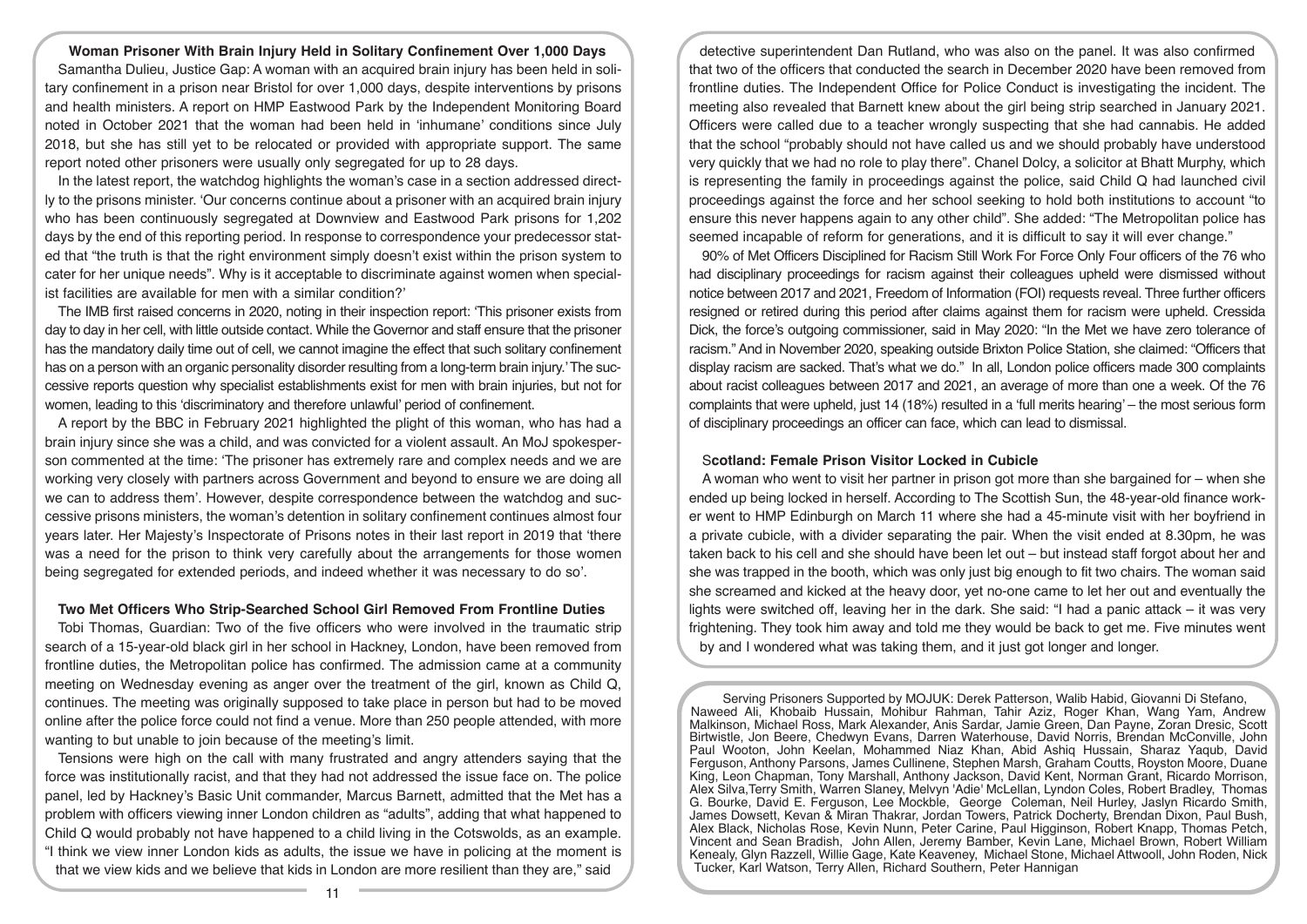### Woman Prisoner With Brain Injury Held in Solitary Confinement Over 1,000 Days

Samantha Dulieu, Justice Gap: A woman with an acquired brain injury has been held in solitary confinement in a prison near Bristol for over 1,000 days, despite interventions by prisons and health ministers. A report on HMP Eastwood Park by the Independent Monitoring Board noted in October 2021 that the woman had been held in 'inhumane' conditions since July 2018, but she has still yet to be relocated or provided with appropriate support. The same report noted other prisoners were usually only segregated for up to 28 days.

In the latest report, the watchdog highlights the woman's case in a section addressed directly to the prisons minister. 'Our concerns continue about a prisoner with an acquired brain injury who has been continuously segregated at Downview and Eastwood Park prisons for 1,202 days by the end of this reporting period. In response to correspondence your predecessor stated that "the truth is that the right environment simply doesn't exist within the prison system to cater for her unique needs". Why is it acceptable to discriminate against women when specialist facilities are available for men with a similar condition?'

The IMB first raised concerns in 2020, noting in their inspection report: 'This prisoner exists from day to day in her cell, with little outside contact. While the Governor and staff ensure that the prisoner has the mandatory daily time out of cell, we cannot imagine the effect that such solitary confinement has on a person with an organic personality disorder resulting from a long-term brain injury.' The successive reports question why specialist establishments exist for men with brain injuries, but not for women, leading to this 'discriminatory and therefore unlawful' period of confinement.

A report by the BBC in February 2021 highlighted the plight of this woman, who has had a brain injury since she was a child, and was convicted for a violent assault. An MoJ spokesperson commented at the time: 'The prisoner has extremely rare and complex needs and we are working very closely with partners across Government and beyond to ensure we are doing all we can to address them'. However, despite correspondence between the watchdog and successive prisons ministers, the woman's detention in solitary confinement continues almost four years later. Her Majesty's Inspectorate of Prisons notes in their last report in 2019 that 'there was a need for the prison to think very carefully about the arrangements for those women being segregated for extended periods, and indeed whether it was necessary to do so'.

### Two Met Officers Who Strip-Searched School Girl Removed From Frontline Duties

Tobi Thomas, Guardian: Two of the five officers who were involved in the traumatic strip search of a 15-year-old black girl in her school in Hackney, London, have been removed from frontline duties, the Metropolitan police has confirmed. The admission came at a community meeting on Wednesday evening as anger over the treatment of the girl, known as Child Q, continues. The meeting was originally supposed to take place in person but had to be moved online after the police force could not find a venue. More than 250 people attended, with more wanting to but unable to join because of the meeting's limit.

Tensions were high on the call with many frustrated and angry attenders saying that the force was institutionally racist, and that they had not addressed the issue face on. The police panel, led by Hackney's Basic Unit commander, Marcus Barnett, admitted that the Met has a problem with officers viewing inner London children as "adults", adding that what happened to Child Q would probably not have happened to a child living in the Cotswolds, as an example. "I think we view inner London kids as adults, the issue we have in policing at the moment is that we view kids and we believe that kids in London are more resilient than they are," said detective superintendent Dan Rutland, who was also on the panel. It was also confirmed that two of the officers that conducted the search in December 2020 have been removed from frontline duties. The Independent Office for Police Conduct is investigating the incident. The meeting also revealed that Barnett knew about the girl being strip searched in January 2021. Officers were called due to a teacher wrongly suspecting that she had cannabis. He added that the school "probably should not have called us and we should probably have understood very quickly that we had no role to play there". Chanel Dolcy, a solicitor at Bhatt Murphy, which is representing the family in proceedings against the police, said Child Q had launched civil proceedings against the force and her school seeking to hold both institutions to account "to ensure this never happens again to any other child". She added: "The Metropolitan police has seemed incapable of reform for generations, and it is difficult to say it will ever change."

90% of Met Officers Disciplined for Racism Still Work For Force Only Four officers of the 76 who had disciplinary proceedings for racism against their colleagues upheld were dismissed without notice between 2017 and 2021, Freedom of Information (FOI) requests reveal. Three further officers resigned or retired during this period after claims against them for racism were upheld. Cressida Dick, the force's outgoing commissioner, said in May 2020: "In the Met we have zero tolerance of racism." And in November 2020, speaking outside Brixton Police Station, she claimed: "Officers that display racism are sacked. That's what we do." In all, London police officers made 300 complaints about racist colleagues between 2017 and 2021, an average of more than one a week. Of the 76 complaints that were upheld, just 14 (18%) resulted in a 'full merits hearing' – the most serious form of disciplinary proceedings an officer can face, which can lead to dismissal.

### Scotland: Female Prison Visitor Locked in Cubicle

A woman who went to visit her partner in prison got more than she bargained for – when she ended up being locked in herself. According to The Scottish Sun, the 48-year-old finance worker went to HMP Edinburgh on March 11 where she had a 45-minute visit with her boyfriend in a private cubicle, with a divider separating the pair. When the visit ended at 8.30pm, he was taken back to his cell and she should have been let out – but instead staff forgot about her and she was trapped in the booth, which was only just big enough to fit two chairs. The woman said she screamed and kicked at the heavy door, yet no-one came to let her out and eventually the lights were switched off, leaving her in the dark. She said: "I had a panic attack – it was very frightening. They took him away and told me they would be back to get me. Five minutes went by and I wondered what was taking them, and it just got longer and longer.

Serving Prisoners Supported by MOJUK: Derek Patterson, Walib Habid, Giovanni Di Stefano, Naweed Ali, Khobaib Hussain, Mohibur Rahman, Tahir Aziz, Roger Khan, Wang Yam, Andrew Malkinson, Michael Ross, Mark Alexander, Anis Sardar, Jamie Green, Dan Payne, Zoran Dresic, Scott Birtwistle, Jon Beere, Chedwyn Evans, Darren Waterhouse, David Norris, Brendan McConville, John Paul Wooton, John Keelan, Mohammed Niaz Khan, Abid Ashiq Hussain, Sharaz Yaqub, David Ferguson, Anthony Parsons, James Cullinene, Stephen Marsh, Graham Coutts, Royston Moore, Duane King, Leon Chapman, Tony Marshall, Anthony Jackson, David Kent, Norman Grant, Ricardo Morrison, Alex Silva,Terry Smith, Warren Slaney, Melvyn 'Adie' McLellan, Lyndon Coles, Robert Bradley, Thomas G. Bourke, David E. Ferguson, Lee Mockble, George Coleman, Neil Hurley, Jaslyn Ricardo Smith, James Dowsett, Kevan & Miran Thakrar, Jordan Towers, Patrick Docherty, Brendan Dixon, Paul Bush, Alex Black, Nicholas Rose, Kevin Nunn, Peter Carine, Paul Higginson, Robert Knapp, Thomas Petch, Vincent and Sean Bradish, John Allen, Jeremy Bamber, Kevin Lane, Michael Brown, Robert William Kenealy, Glyn Razzell, Willie Gage, Kate Keaveney, Michael Stone, Michael Attwooll, John Roden, Nick Tucker, Karl Watson, Terry Allen, Richard Southern, Peter Hannigan